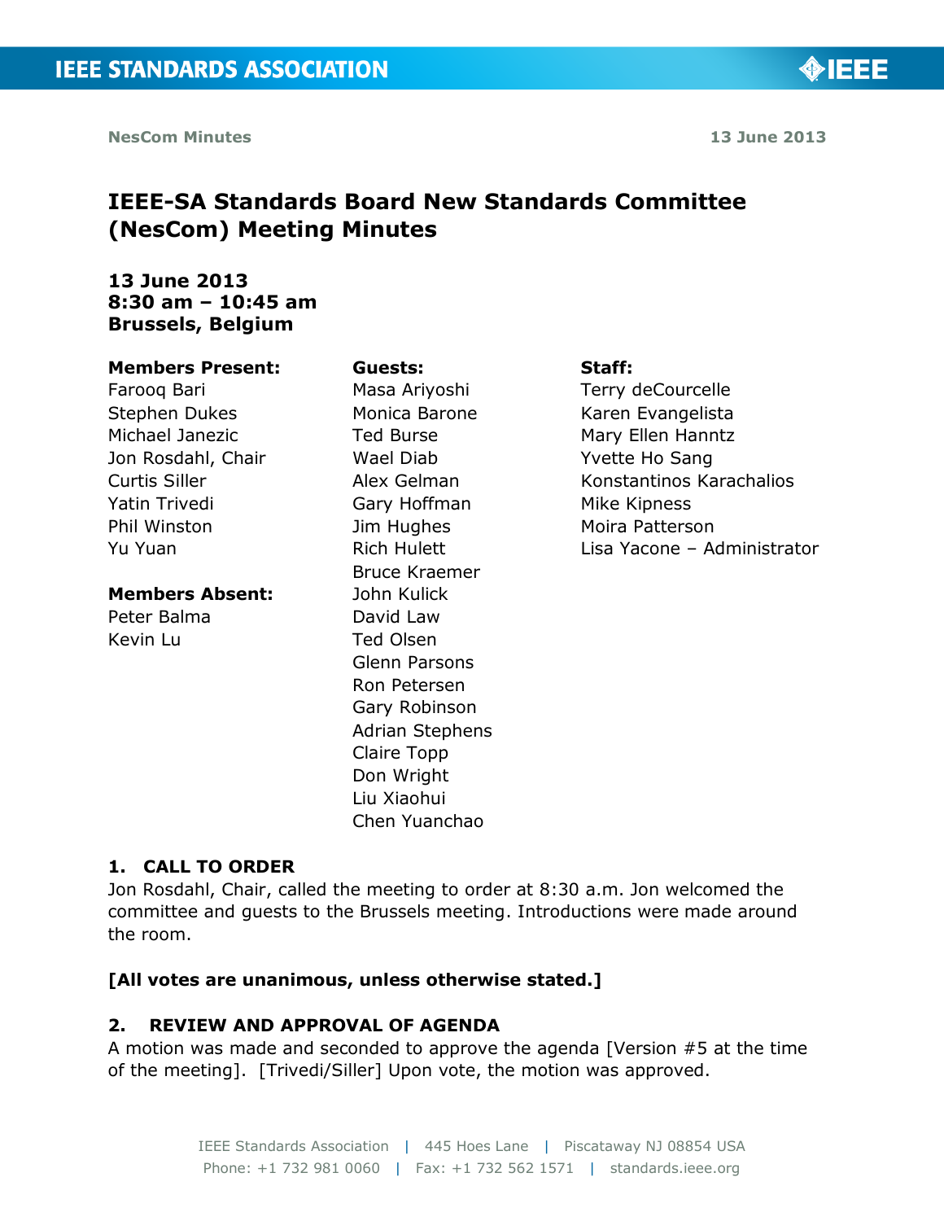NesCom Minutes 13 June 2013

# IEEE-SA Standards Board New Standards Committee (NesCom) Meeting Minutes

**13 June 2013**
**8:30 am – 10:45 am**
**Brussels, Belgium**

**Members Present:**
Farooq Bari
Stephen Dukes
Michael Janezic
Jon Rosdahl, Chair
Curtis Siller
Yatin Trivedi
Phil Winston
Yu Yuan

**Members Absent:**
Peter Balma
Kevin Lu

**Guests:**
Masa Ariyoshi
Monica Barone
Ted Burse
Wael Diab
Alex Gelman
Gary Hoffman
Jim Hughes
Rich Hulett
Bruce Kraemer
John Kulick
David Law
Ted Olsen
Glenn Parsons
Ron Petersen
Gary Robinson
Adrian Stephens
Claire Topp
Don Wright
Liu Xiaohui
Chen Yuanchao

**Staff:**
Terry deCourcelle
Karen Evangelista
Mary Ellen Hanntz
Yvette Ho Sang
Konstantinos Karachalios
Mike Kipness
Moira Patterson
Lisa Yacone – Administrator

## 1. CALL TO ORDER

Jon Rosdahl, Chair, called the meeting to order at 8:30 a.m. Jon welcomed the committee and guests to the Brussels meeting. Introductions were made around the room.

**[All votes are unanimous, unless otherwise stated.]**

## 2. REVIEW AND APPROVAL OF AGENDA

A motion was made and seconded to approve the agenda [Version #5 at the time of the meeting]. [Trivedi/Siller] Upon vote, the motion was approved.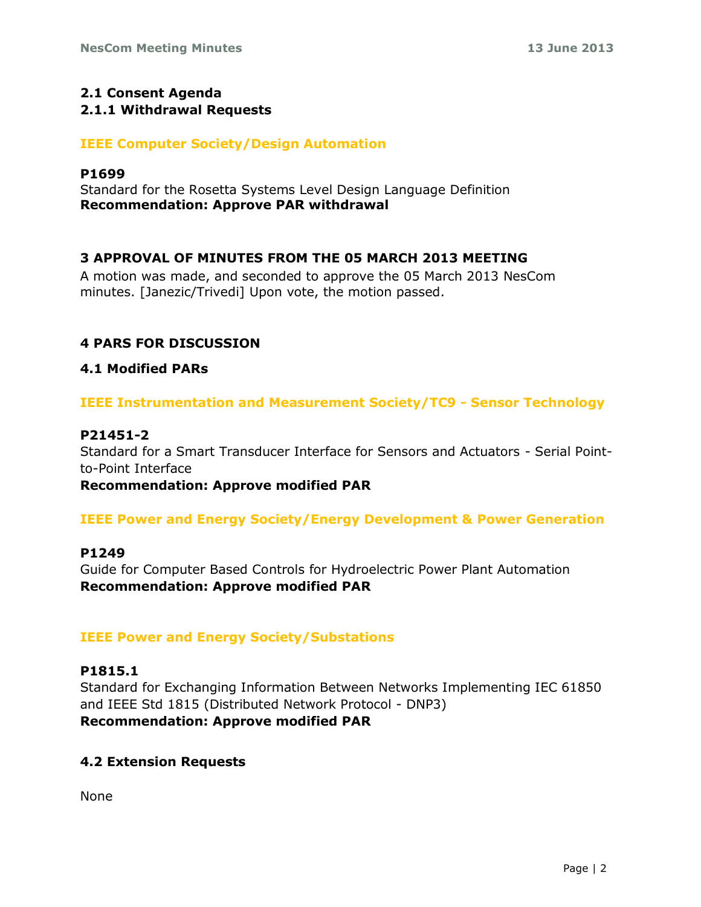## 2.1 Consent Agenda

### 2.1.1 Withdrawal Requests

**IEEE Computer Society/Design Automation**

**P1699**
Standard for the Rosetta Systems Level Design Language Definition
**Recommendation: Approve PAR withdrawal**

## 3 APPROVAL OF MINUTES FROM THE 05 MARCH 2013 MEETING

A motion was made, and seconded to approve the 05 March 2013 NesCom minutes. [Janezic/Trivedi] Upon vote, the motion passed.

## 4 PARS FOR DISCUSSION

### 4.1 Modified PARs

**IEEE Instrumentation and Measurement Society/TC9 - Sensor Technology**

**P21451-2**
Standard for a Smart Transducer Interface for Sensors and Actuators - Serial Point-to-Point Interface
**Recommendation: Approve modified PAR**

**IEEE Power and Energy Society/Energy Development & Power Generation**

**P1249**
Guide for Computer Based Controls for Hydroelectric Power Plant Automation
**Recommendation: Approve modified PAR**

**IEEE Power and Energy Society/Substations**

**P1815.1**
Standard for Exchanging Information Between Networks Implementing IEC 61850 and IEEE Std 1815 (Distributed Network Protocol - DNP3)
**Recommendation: Approve modified PAR**

### 4.2 Extension Requests

None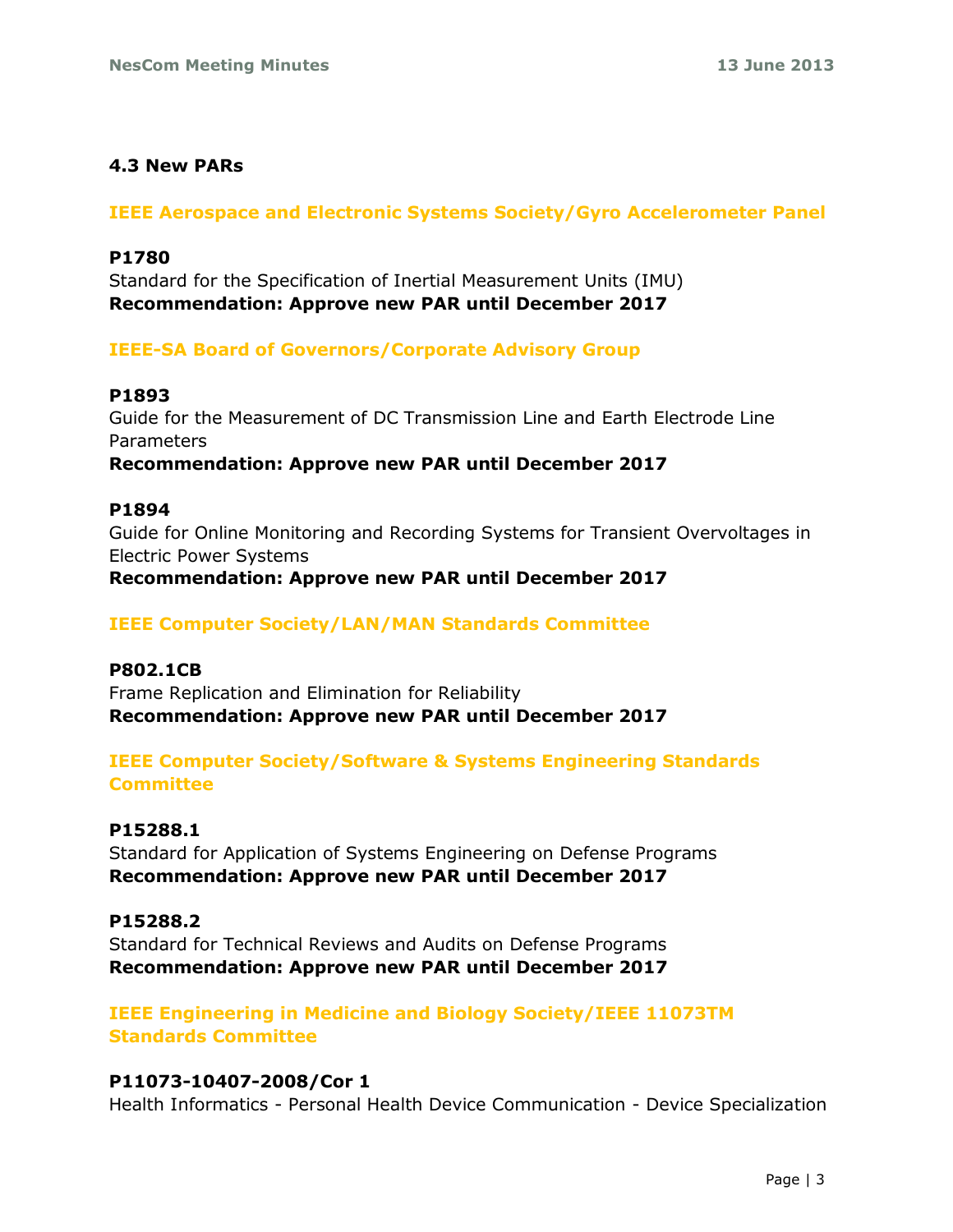### 4.3 New PARs

**IEEE Aerospace and Electronic Systems Society/Gyro Accelerometer Panel**

**P1780**
Standard for the Specification of Inertial Measurement Units (IMU)
**Recommendation: Approve new PAR until December 2017**

**IEEE-SA Board of Governors/Corporate Advisory Group**

**P1893**
Guide for the Measurement of DC Transmission Line and Earth Electrode Line Parameters
**Recommendation: Approve new PAR until December 2017**

**P1894**
Guide for Online Monitoring and Recording Systems for Transient Overvoltages in Electric Power Systems
**Recommendation: Approve new PAR until December 2017**

**IEEE Computer Society/LAN/MAN Standards Committee**

**P802.1CB**
Frame Replication and Elimination for Reliability
**Recommendation: Approve new PAR until December 2017**

**IEEE Computer Society/Software & Systems Engineering Standards Committee**

**P15288.1**
Standard for Application of Systems Engineering on Defense Programs
**Recommendation: Approve new PAR until December 2017**

**P15288.2**
Standard for Technical Reviews and Audits on Defense Programs
**Recommendation: Approve new PAR until December 2017**

**IEEE Engineering in Medicine and Biology Society/IEEE 11073TM Standards Committee**

**P11073-10407-2008/Cor 1**
Health Informatics - Personal Health Device Communication - Device Specialization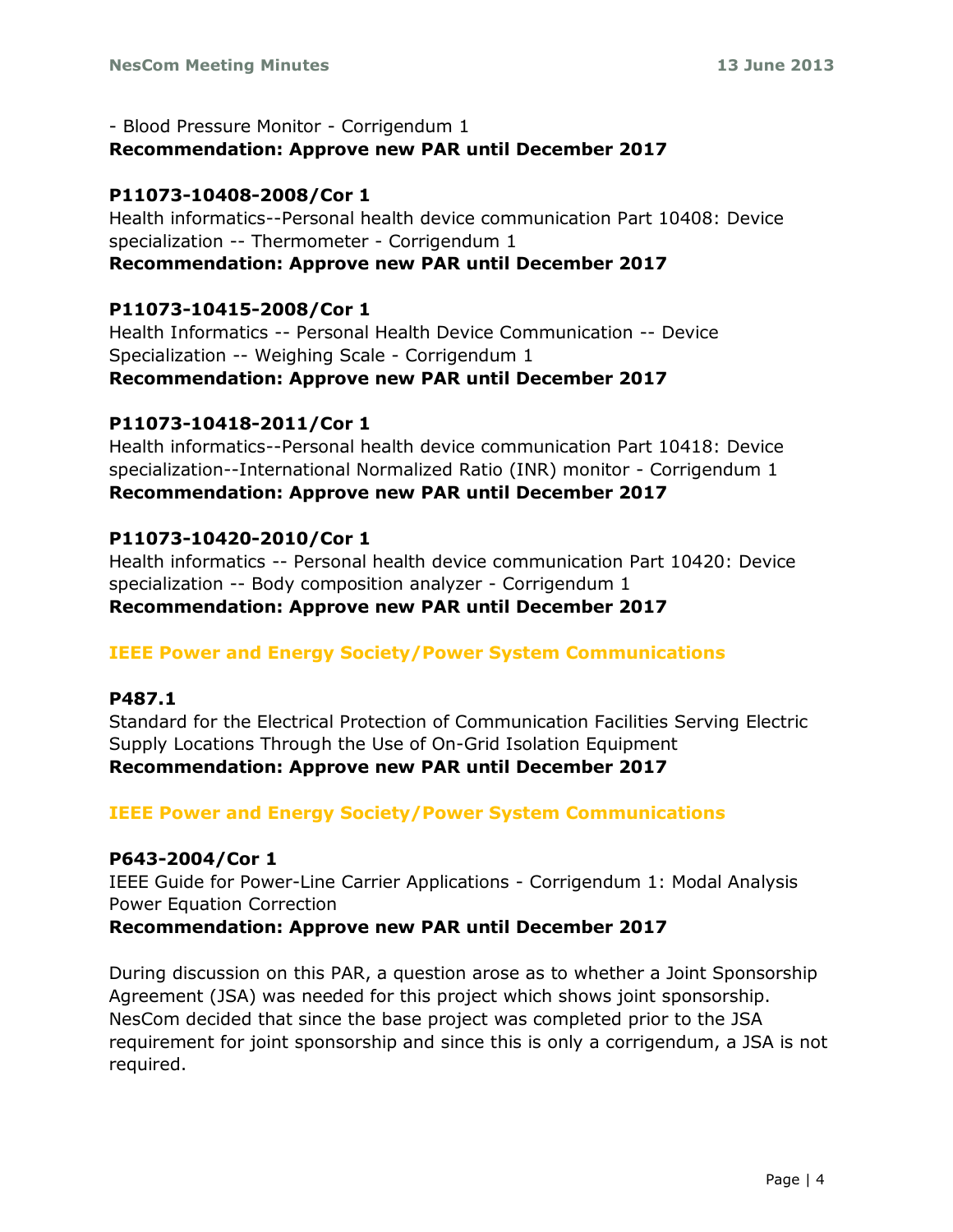- Blood Pressure Monitor - Corrigendum 1
**Recommendation: Approve new PAR until December 2017**

**P11073-10408-2008/Cor 1**
Health informatics--Personal health device communication Part 10408: Device specialization -- Thermometer - Corrigendum 1
**Recommendation: Approve new PAR until December 2017**

**P11073-10415-2008/Cor 1**
Health Informatics -- Personal Health Device Communication -- Device Specialization -- Weighing Scale - Corrigendum 1
**Recommendation: Approve new PAR until December 2017**

**P11073-10418-2011/Cor 1**
Health informatics--Personal health device communication Part 10418: Device specialization--International Normalized Ratio (INR) monitor - Corrigendum 1
**Recommendation: Approve new PAR until December 2017**

**P11073-10420-2010/Cor 1**
Health informatics -- Personal health device communication Part 10420: Device specialization -- Body composition analyzer - Corrigendum 1
**Recommendation: Approve new PAR until December 2017**

### IEEE Power and Energy Society/Power System Communications

**P487.1**
Standard for the Electrical Protection of Communication Facilities Serving Electric Supply Locations Through the Use of On-Grid Isolation Equipment
**Recommendation: Approve new PAR until December 2017**

### IEEE Power and Energy Society/Power System Communications

**P643-2004/Cor 1**
IEEE Guide for Power-Line Carrier Applications - Corrigendum 1: Modal Analysis Power Equation Correction
**Recommendation: Approve new PAR until December 2017**

During discussion on this PAR, a question arose as to whether a Joint Sponsorship Agreement (JSA) was needed for this project which shows joint sponsorship. NesCom decided that since the base project was completed prior to the JSA requirement for joint sponsorship and since this is only a corrigendum, a JSA is not required.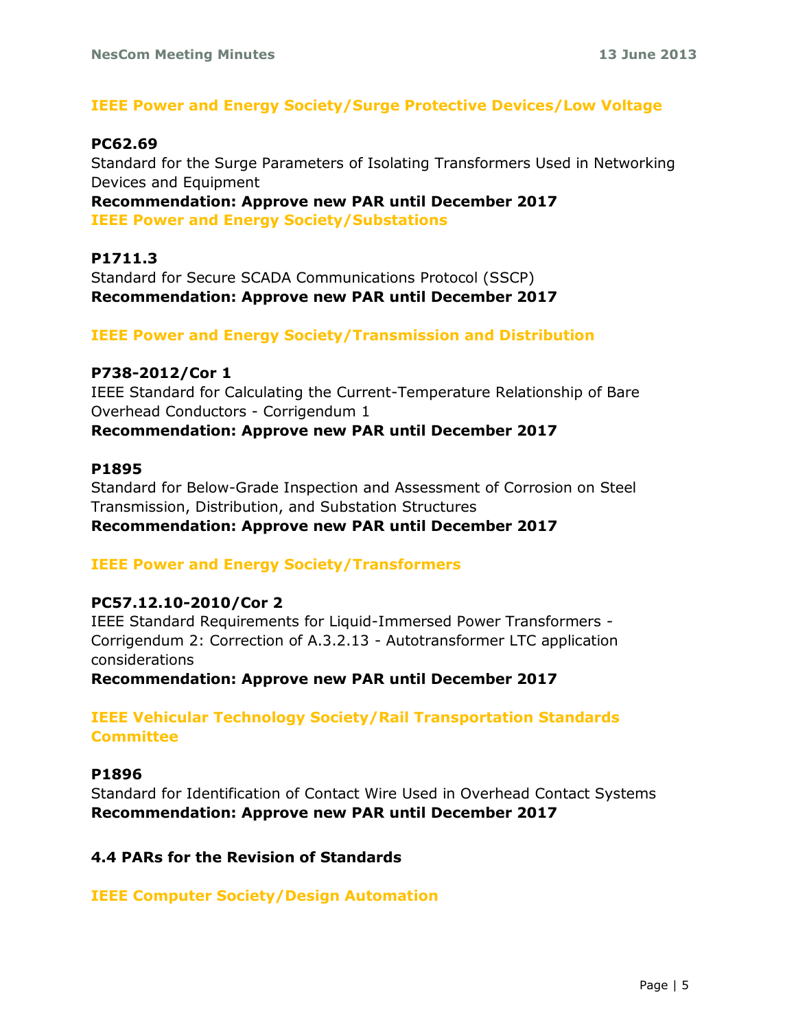### IEEE Power and Energy Society/Surge Protective Devices/Low Voltage

**PC62.69**
Standard for the Surge Parameters of Isolating Transformers Used in Networking Devices and Equipment
**Recommendation: Approve new PAR until December 2017**

### IEEE Power and Energy Society/Substations

**P1711.3**
Standard for Secure SCADA Communications Protocol (SSCP)
**Recommendation: Approve new PAR until December 2017**

### IEEE Power and Energy Society/Transmission and Distribution

**P738-2012/Cor 1**
IEEE Standard for Calculating the Current-Temperature Relationship of Bare Overhead Conductors - Corrigendum 1
**Recommendation: Approve new PAR until December 2017**

**P1895**
Standard for Below-Grade Inspection and Assessment of Corrosion on Steel Transmission, Distribution, and Substation Structures
**Recommendation: Approve new PAR until December 2017**

### IEEE Power and Energy Society/Transformers

**PC57.12.10-2010/Cor 2**
IEEE Standard Requirements for Liquid-Immersed Power Transformers - Corrigendum 2: Correction of A.3.2.13 - Autotransformer LTC application considerations
**Recommendation: Approve new PAR until December 2017**

### IEEE Vehicular Technology Society/Rail Transportation Standards Committee

**P1896**
Standard for Identification of Contact Wire Used in Overhead Contact Systems
**Recommendation: Approve new PAR until December 2017**

## 4.4 PARs for the Revision of Standards

### IEEE Computer Society/Design Automation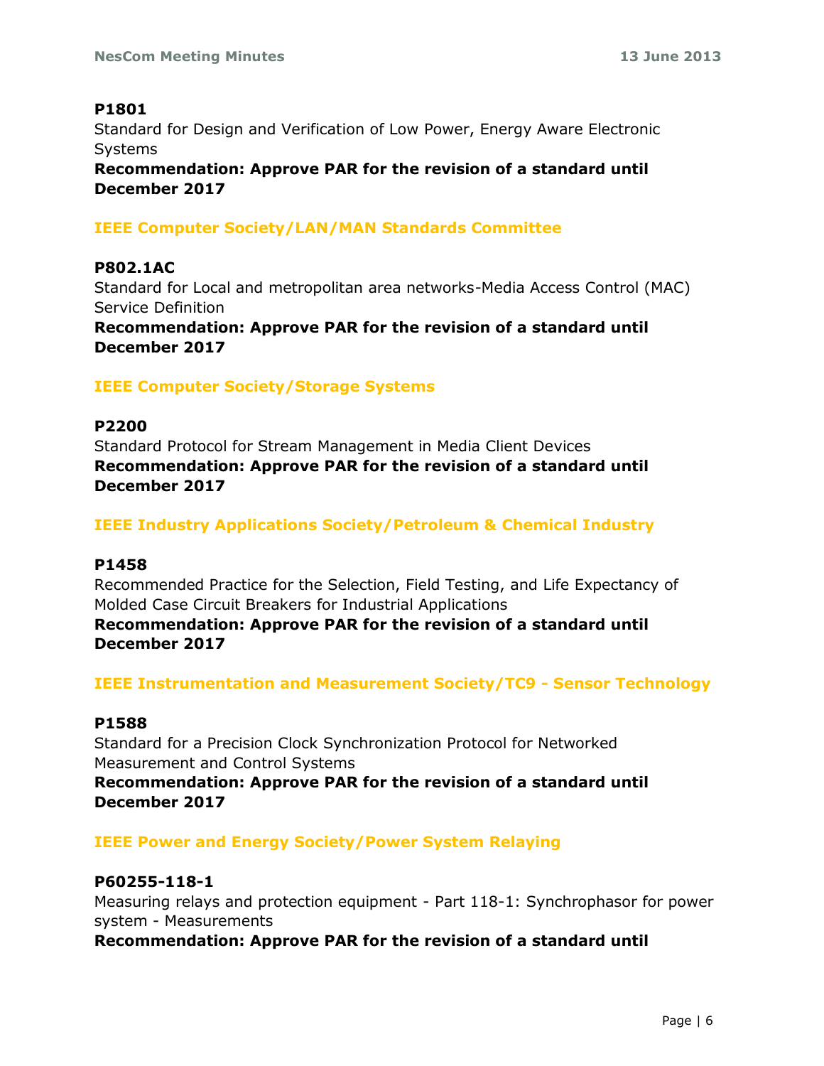**P1801**
Standard for Design and Verification of Low Power, Energy Aware Electronic Systems
**Recommendation: Approve PAR for the revision of a standard until December 2017**

### IEEE Computer Society/LAN/MAN Standards Committee

**P802.1AC**
Standard for Local and metropolitan area networks-Media Access Control (MAC) Service Definition
**Recommendation: Approve PAR for the revision of a standard until December 2017**

### IEEE Computer Society/Storage Systems

**P2200**
Standard Protocol for Stream Management in Media Client Devices
**Recommendation: Approve PAR for the revision of a standard until December 2017**

### IEEE Industry Applications Society/Petroleum & Chemical Industry

**P1458**
Recommended Practice for the Selection, Field Testing, and Life Expectancy of Molded Case Circuit Breakers for Industrial Applications
**Recommendation: Approve PAR for the revision of a standard until December 2017**

### IEEE Instrumentation and Measurement Society/TC9 - Sensor Technology

**P1588**
Standard for a Precision Clock Synchronization Protocol for Networked Measurement and Control Systems
**Recommendation: Approve PAR for the revision of a standard until December 2017**

### IEEE Power and Energy Society/Power System Relaying

**P60255-118-1**
Measuring relays and protection equipment - Part 118-1: Synchrophasor for power system - Measurements
**Recommendation: Approve PAR for the revision of a standard until**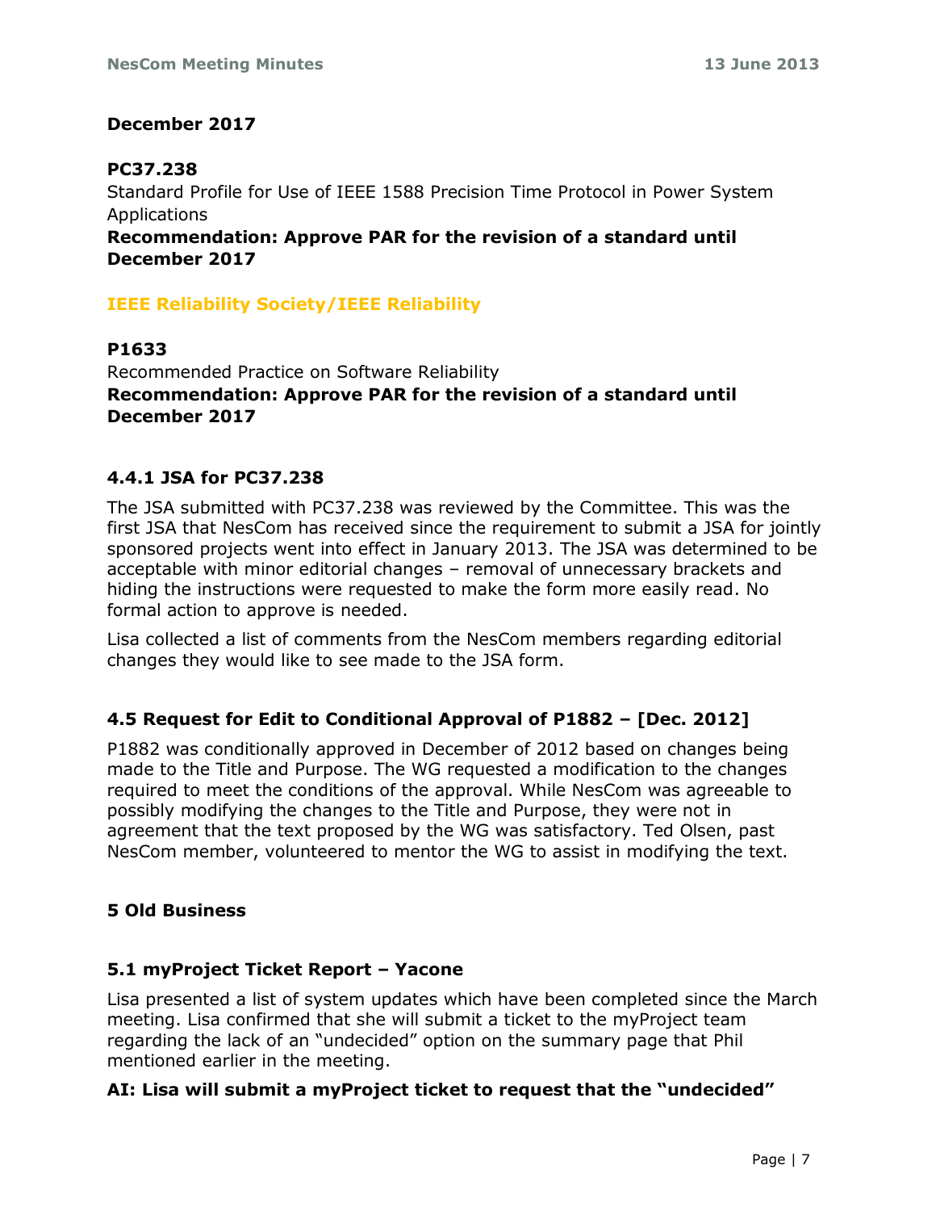**December 2017**

**PC37.238**

Standard Profile for Use of IEEE 1588 Precision Time Protocol in Power System Applications

**Recommendation: Approve PAR for the revision of a standard until December 2017**

**IEEE Reliability Society/IEEE Reliability**

**P1633**

Recommended Practice on Software Reliability

**Recommendation: Approve PAR for the revision of a standard until December 2017**

### 4.4.1 JSA for PC37.238

The JSA submitted with PC37.238 was reviewed by the Committee. This was the first JSA that NesCom has received since the requirement to submit a JSA for jointly sponsored projects went into effect in January 2013. The JSA was determined to be acceptable with minor editorial changes – removal of unnecessary brackets and hiding the instructions were requested to make the form more easily read. No formal action to approve is needed.

Lisa collected a list of comments from the NesCom members regarding editorial changes they would like to see made to the JSA form.

### 4.5 Request for Edit to Conditional Approval of P1882 – [Dec. 2012]

P1882 was conditionally approved in December of 2012 based on changes being made to the Title and Purpose. The WG requested a modification to the changes required to meet the conditions of the approval. While NesCom was agreeable to possibly modifying the changes to the Title and Purpose, they were not in agreement that the text proposed by the WG was satisfactory. Ted Olsen, past NesCom member, volunteered to mentor the WG to assist in modifying the text.

## 5 Old Business

### 5.1 myProject Ticket Report – Yacone

Lisa presented a list of system updates which have been completed since the March meeting. Lisa confirmed that she will submit a ticket to the myProject team regarding the lack of an "undecided" option on the summary page that Phil mentioned earlier in the meeting.

**AI: Lisa will submit a myProject ticket to request that the "undecided"**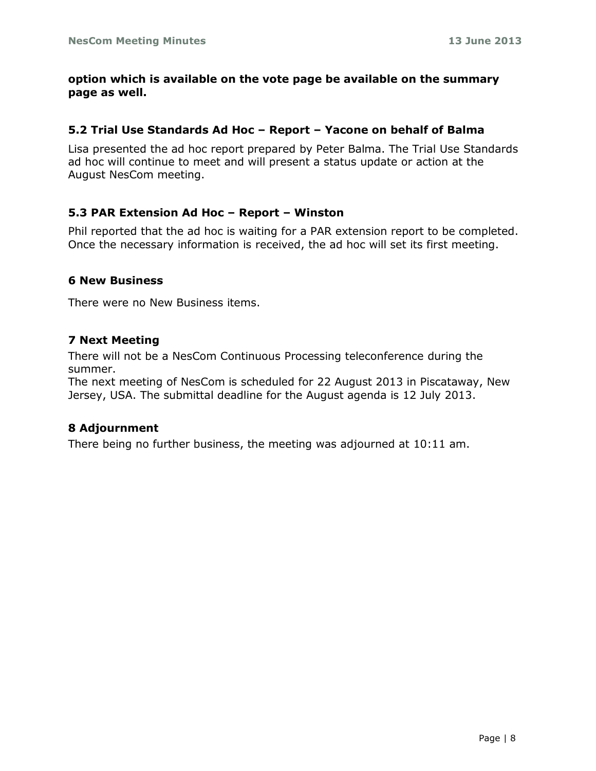**option which is available on the vote page be available on the summary page as well.**

### 5.2 Trial Use Standards Ad Hoc – Report – Yacone on behalf of Balma

Lisa presented the ad hoc report prepared by Peter Balma. The Trial Use Standards ad hoc will continue to meet and will present a status update or action at the August NesCom meeting.

### 5.3 PAR Extension Ad Hoc – Report – Winston

Phil reported that the ad hoc is waiting for a PAR extension report to be completed. Once the necessary information is received, the ad hoc will set its first meeting.

## 6 New Business

There were no New Business items.

## 7 Next Meeting

There will not be a NesCom Continuous Processing teleconference during the summer.
The next meeting of NesCom is scheduled for 22 August 2013 in Piscataway, New Jersey, USA. The submittal deadline for the August agenda is 12 July 2013.

## 8 Adjournment

There being no further business, the meeting was adjourned at 10:11 am.